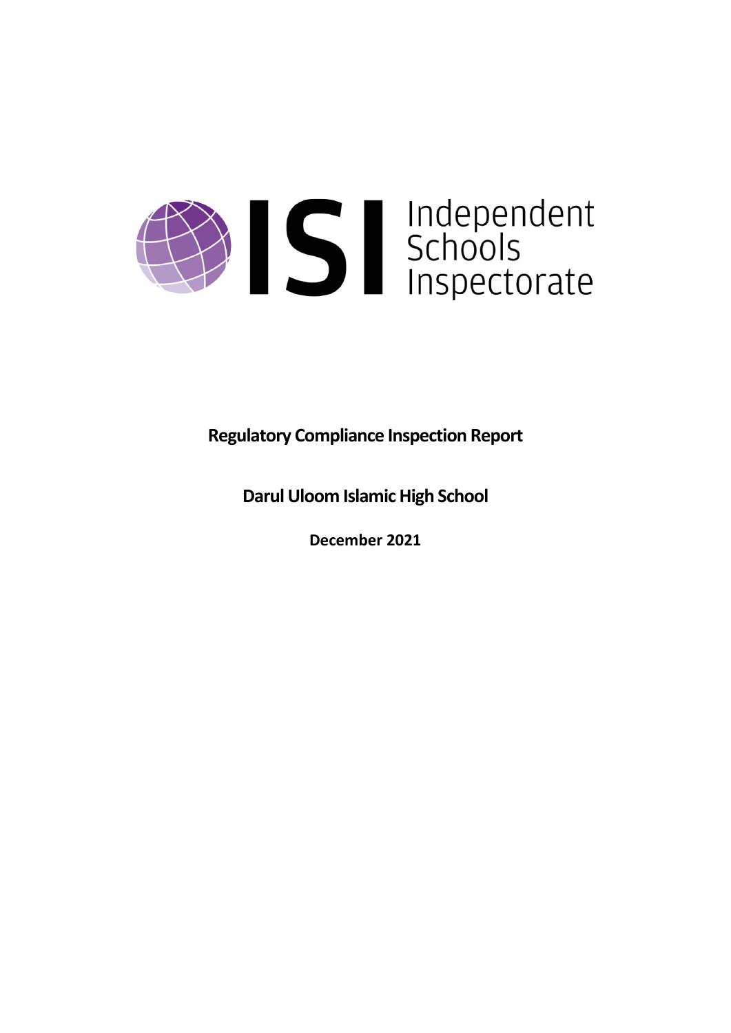ISI Independent Schools Inspectorate

**Regulatory Compliance Inspection Report**

**Darul Uloom Islamic High School**

**December 2021**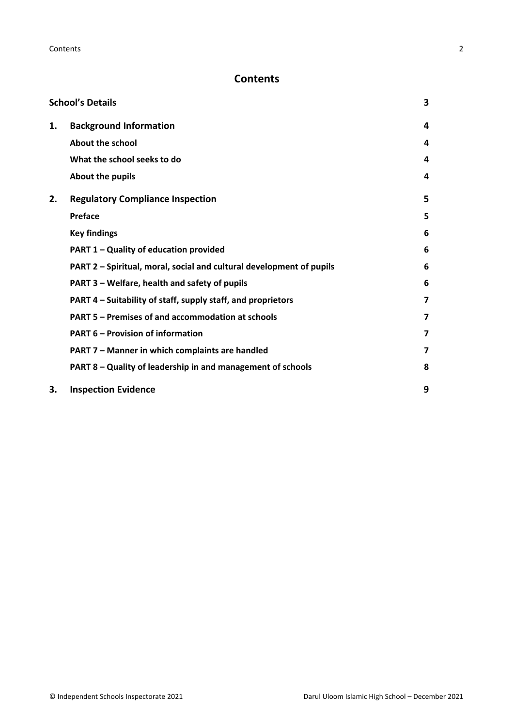# Contents

| | | |
|---|---|---|
| **School's Details** | | **3** |
| **1.** | **Background Information** | **4** |
| | **About the school** | **4** |
| | **What the school seeks to do** | **4** |
| | **About the pupils** | **4** |
| **2.** | **Regulatory Compliance Inspection** | **5** |
| | **Preface** | **5** |
| | **Key findings** | **6** |
| | **PART 1 – Quality of education provided** | **6** |
| | **PART 2 – Spiritual, moral, social and cultural development of pupils** | **6** |
| | **PART 3 – Welfare, health and safety of pupils** | **6** |
| | **PART 4 – Suitability of staff, supply staff, and proprietors** | **7** |
| | **PART 5 – Premises of and accommodation at schools** | **7** |
| | **PART 6 – Provision of information** | **7** |
| | **PART 7 – Manner in which complaints are handled** | **7** |
| | **PART 8 – Quality of leadership in and management of schools** | **8** |
| **3.** | **Inspection Evidence** | **9** |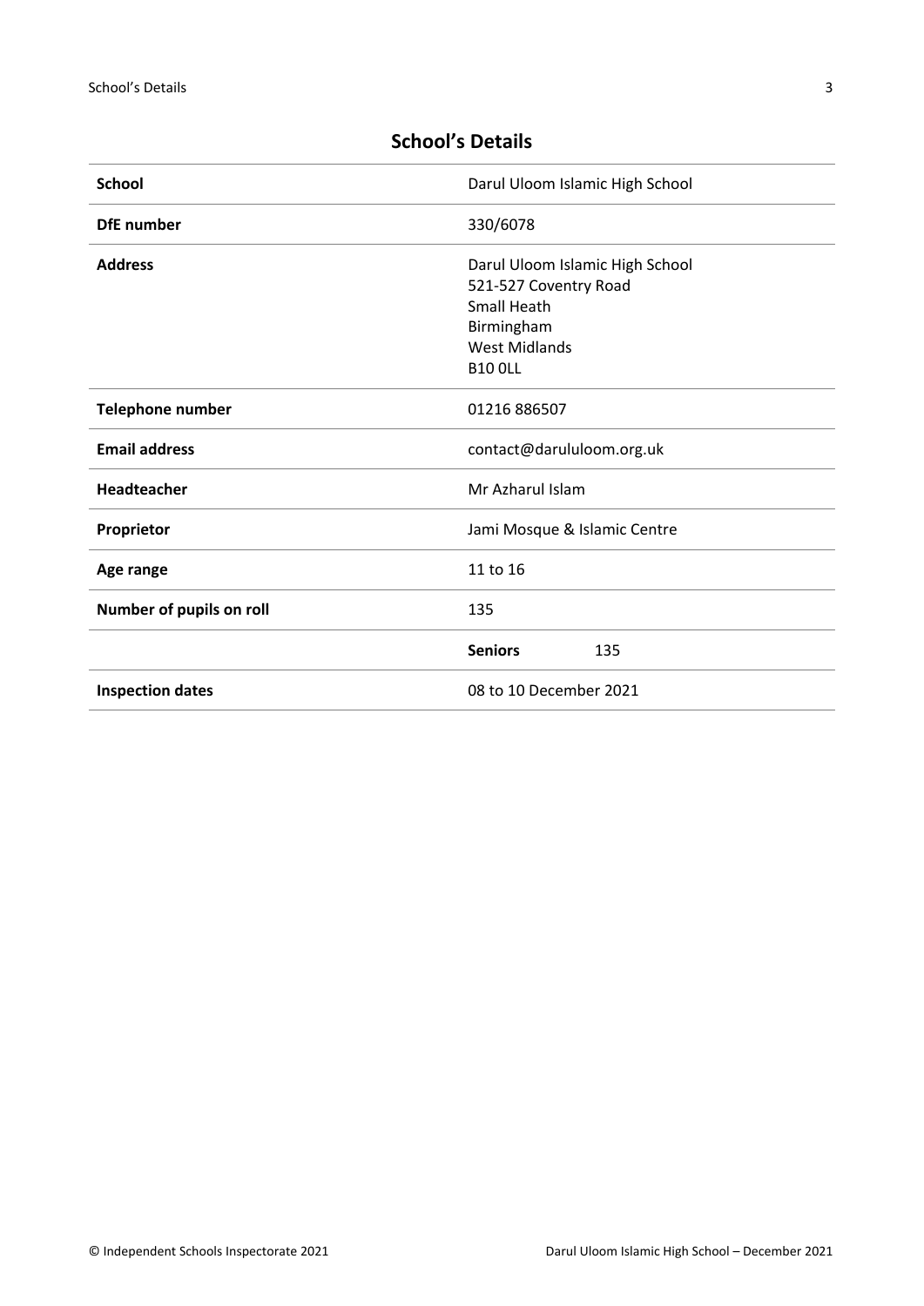## School's Details

| School | Darul Uloom Islamic High School | |
|---|---|---|
| DfE number | 330/6078 | |
| Address | Darul Uloom Islamic High School<br>521-527 Coventry Road<br>Small Heath<br>Birmingham<br>West Midlands<br>B10 0LL | |
| Telephone number | 01216 886507 | |
| Email address | contact@darululoom.org.uk | |
| Headteacher | Mr Azharul Islam | |
| Proprietor | Jami Mosque & Islamic Centre | |
| Age range | 11 to 16 | |
| Number of pupils on roll | 135 | |
| | **Seniors** | 135 |
| Inspection dates | 08 to 10 December 2021 | |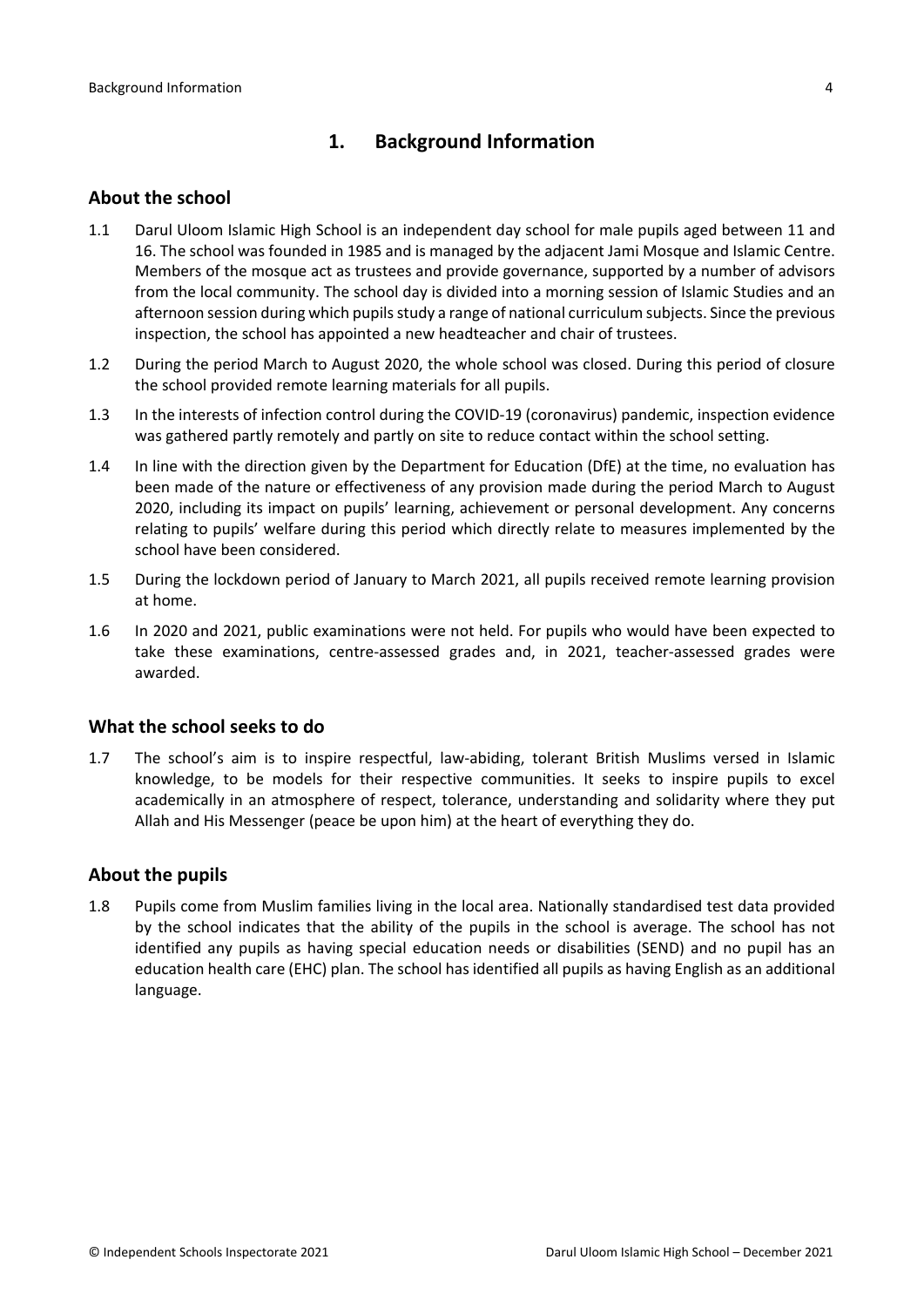# 1. Background Information

## About the school

1.1 Darul Uloom Islamic High School is an independent day school for male pupils aged between 11 and 16. The school was founded in 1985 and is managed by the adjacent Jami Mosque and Islamic Centre. Members of the mosque act as trustees and provide governance, supported by a number of advisors from the local community. The school day is divided into a morning session of Islamic Studies and an afternoon session during which pupils study a range of national curriculum subjects. Since the previous inspection, the school has appointed a new headteacher and chair of trustees.

1.2 During the period March to August 2020, the whole school was closed. During this period of closure the school provided remote learning materials for all pupils.

1.3 In the interests of infection control during the COVID-19 (coronavirus) pandemic, inspection evidence was gathered partly remotely and partly on site to reduce contact within the school setting.

1.4 In line with the direction given by the Department for Education (DfE) at the time, no evaluation has been made of the nature or effectiveness of any provision made during the period March to August 2020, including its impact on pupils' learning, achievement or personal development. Any concerns relating to pupils' welfare during this period which directly relate to measures implemented by the school have been considered.

1.5 During the lockdown period of January to March 2021, all pupils received remote learning provision at home.

1.6 In 2020 and 2021, public examinations were not held. For pupils who would have been expected to take these examinations, centre-assessed grades and, in 2021, teacher-assessed grades were awarded.

## What the school seeks to do

1.7 The school's aim is to inspire respectful, law-abiding, tolerant British Muslims versed in Islamic knowledge, to be models for their respective communities. It seeks to inspire pupils to excel academically in an atmosphere of respect, tolerance, understanding and solidarity where they put Allah and His Messenger (peace be upon him) at the heart of everything they do.

## About the pupils

1.8 Pupils come from Muslim families living in the local area. Nationally standardised test data provided by the school indicates that the ability of the pupils in the school is average. The school has not identified any pupils as having special education needs or disabilities (SEND) and no pupil has an education health care (EHC) plan. The school has identified all pupils as having English as an additional language.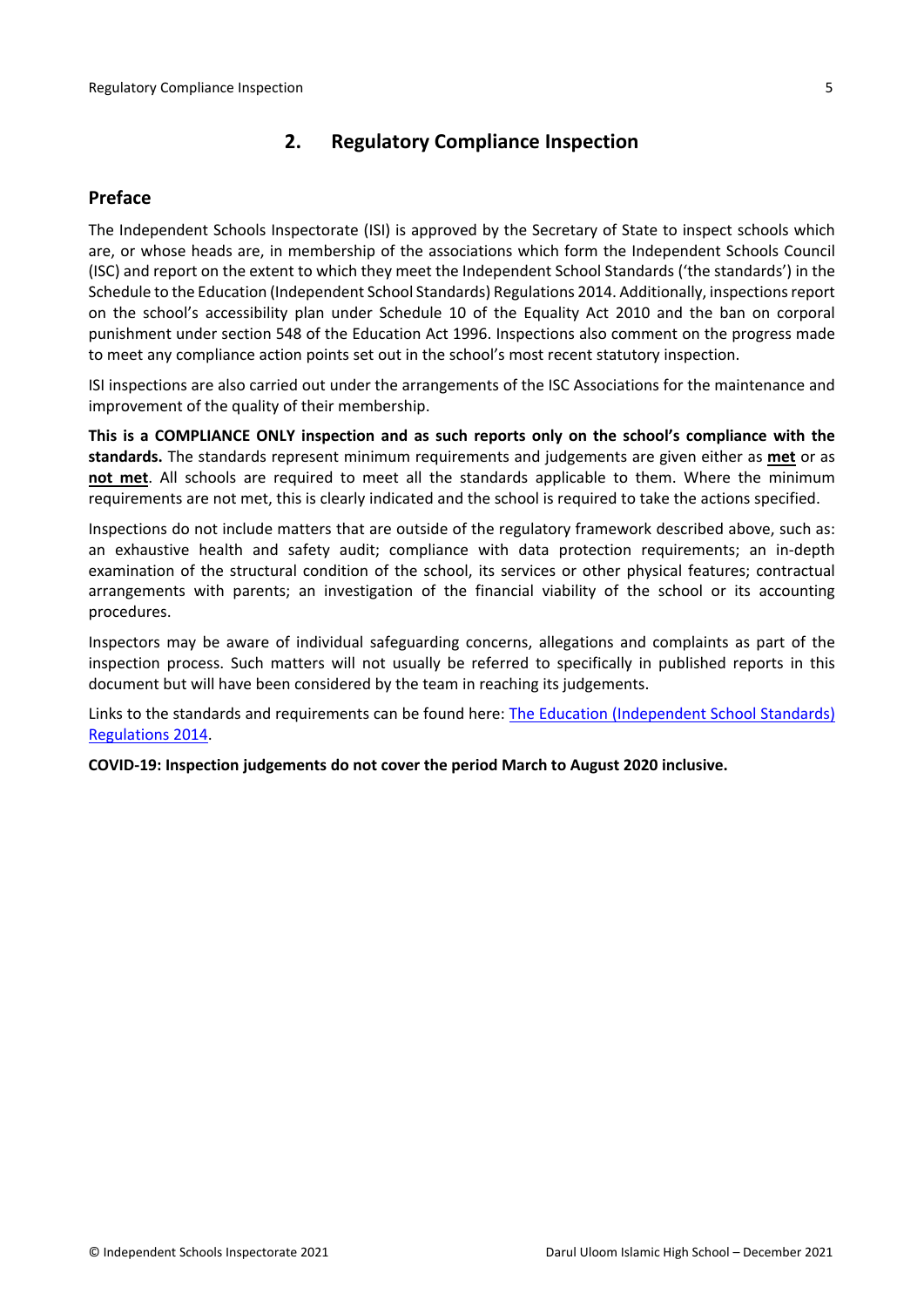## 2. Regulatory Compliance Inspection

### Preface

The Independent Schools Inspectorate (ISI) is approved by the Secretary of State to inspect schools which are, or whose heads are, in membership of the associations which form the Independent Schools Council (ISC) and report on the extent to which they meet the Independent School Standards ('the standards') in the Schedule to the Education (Independent School Standards) Regulations 2014. Additionally, inspections report on the school's accessibility plan under Schedule 10 of the Equality Act 2010 and the ban on corporal punishment under section 548 of the Education Act 1996. Inspections also comment on the progress made to meet any compliance action points set out in the school's most recent statutory inspection.

ISI inspections are also carried out under the arrangements of the ISC Associations for the maintenance and improvement of the quality of their membership.

**This is a COMPLIANCE ONLY inspection and as such reports only on the school's compliance with the standards.** The standards represent minimum requirements and judgements are given either as **met** or as **not met**. All schools are required to meet all the standards applicable to them. Where the minimum requirements are not met, this is clearly indicated and the school is required to take the actions specified.

Inspections do not include matters that are outside of the regulatory framework described above, such as: an exhaustive health and safety audit; compliance with data protection requirements; an in-depth examination of the structural condition of the school, its services or other physical features; contractual arrangements with parents; an investigation of the financial viability of the school or its accounting procedures.

Inspectors may be aware of individual safeguarding concerns, allegations and complaints as part of the inspection process. Such matters will not usually be referred to specifically in published reports in this document but will have been considered by the team in reaching its judgements.

Links to the standards and requirements can be found here: The Education (Independent School Standards) Regulations 2014.

**COVID-19: Inspection judgements do not cover the period March to August 2020 inclusive.**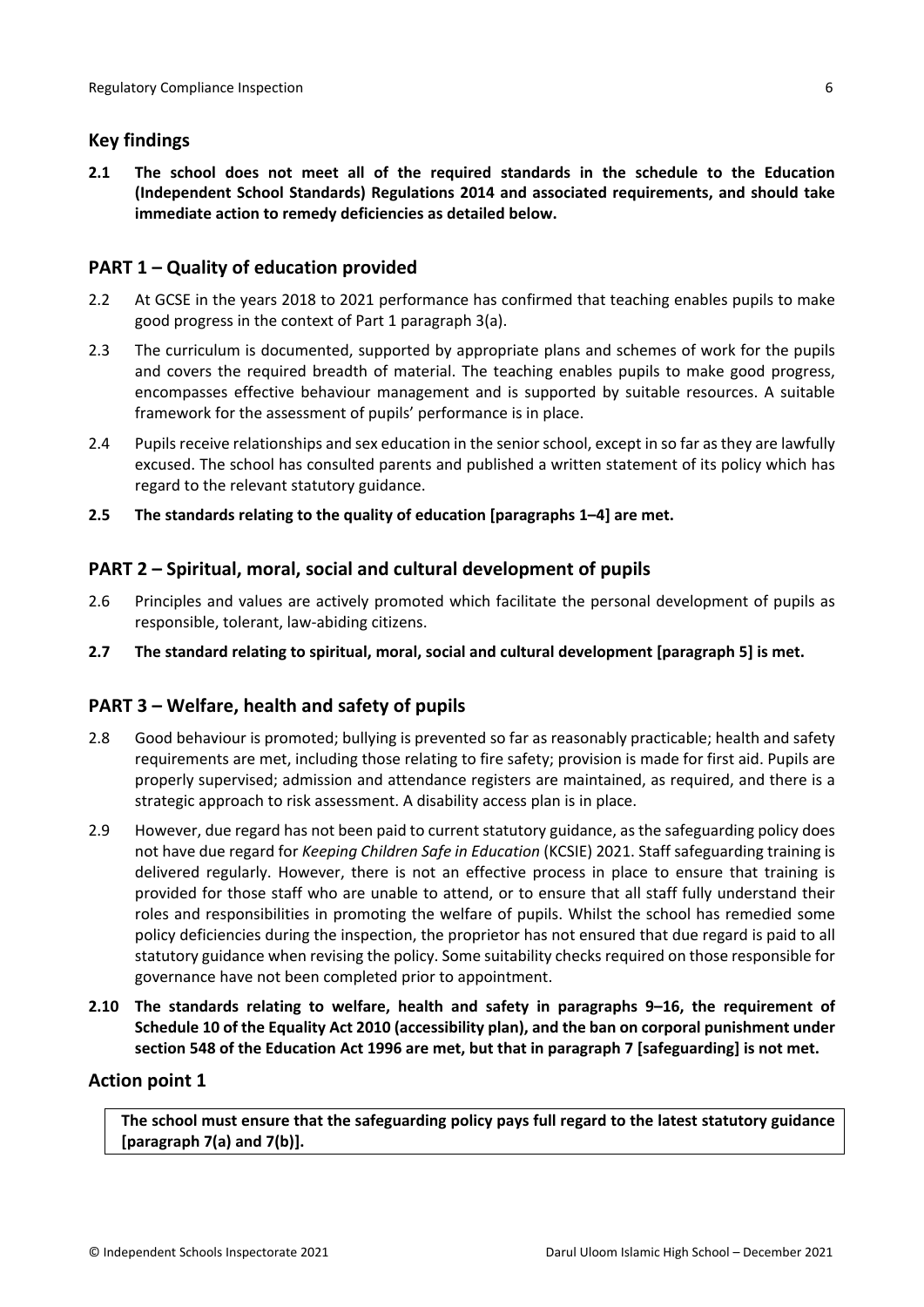## Key findings

**2.1 The school does not meet all of the required standards in the schedule to the Education (Independent School Standards) Regulations 2014 and associated requirements, and should take immediate action to remedy deficiencies as detailed below.**

## PART 1 – Quality of education provided

2.2 At GCSE in the years 2018 to 2021 performance has confirmed that teaching enables pupils to make good progress in the context of Part 1 paragraph 3(a).

2.3 The curriculum is documented, supported by appropriate plans and schemes of work for the pupils and covers the required breadth of material. The teaching enables pupils to make good progress, encompasses effective behaviour management and is supported by suitable resources. A suitable framework for the assessment of pupils' performance is in place.

2.4 Pupils receive relationships and sex education in the senior school, except in so far as they are lawfully excused. The school has consulted parents and published a written statement of its policy which has regard to the relevant statutory guidance.

**2.5 The standards relating to the quality of education [paragraphs 1–4] are met.**

## PART 2 – Spiritual, moral, social and cultural development of pupils

2.6 Principles and values are actively promoted which facilitate the personal development of pupils as responsible, tolerant, law-abiding citizens.

**2.7 The standard relating to spiritual, moral, social and cultural development [paragraph 5] is met.**

## PART 3 – Welfare, health and safety of pupils

2.8 Good behaviour is promoted; bullying is prevented so far as reasonably practicable; health and safety requirements are met, including those relating to fire safety; provision is made for first aid. Pupils are properly supervised; admission and attendance registers are maintained, as required, and there is a strategic approach to risk assessment. A disability access plan is in place.

2.9 However, due regard has not been paid to current statutory guidance, as the safeguarding policy does not have due regard for *Keeping Children Safe in Education* (KCSIE) 2021. Staff safeguarding training is delivered regularly. However, there is not an effective process in place to ensure that training is provided for those staff who are unable to attend, or to ensure that all staff fully understand their roles and responsibilities in promoting the welfare of pupils. Whilst the school has remedied some policy deficiencies during the inspection, the proprietor has not ensured that due regard is paid to all statutory guidance when revising the policy. Some suitability checks required on those responsible for governance have not been completed prior to appointment.

**2.10 The standards relating to welfare, health and safety in paragraphs 9–16, the requirement of Schedule 10 of the Equality Act 2010 (accessibility plan), and the ban on corporal punishment under section 548 of the Education Act 1996 are met, but that in paragraph 7 [safeguarding] is not met.**

## Action point 1

**The school must ensure that the safeguarding policy pays full regard to the latest statutory guidance [paragraph 7(a) and 7(b)].**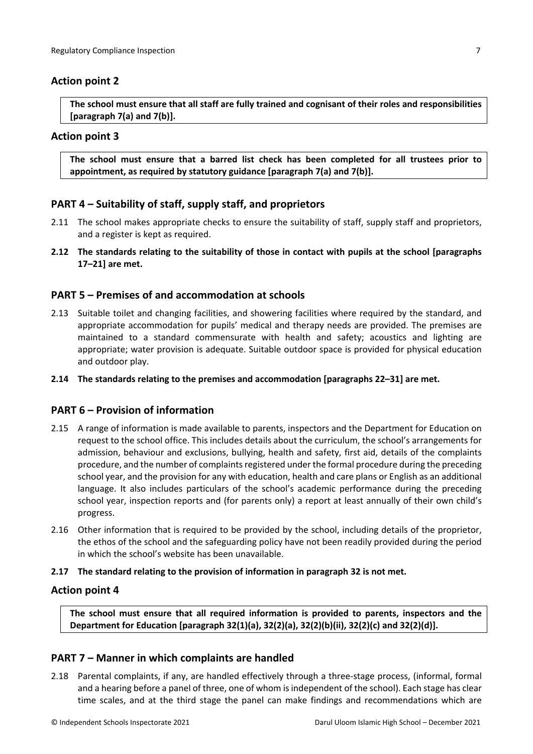## Action point 2

**The school must ensure that all staff are fully trained and cognisant of their roles and responsibilities [paragraph 7(a) and 7(b)].**

## Action point 3

**The school must ensure that a barred list check has been completed for all trustees prior to appointment, as required by statutory guidance [paragraph 7(a) and 7(b)].**

## PART 4 – Suitability of staff, supply staff, and proprietors

2.11 The school makes appropriate checks to ensure the suitability of staff, supply staff and proprietors, and a register is kept as required.

**2.12 The standards relating to the suitability of those in contact with pupils at the school [paragraphs 17–21] are met.**

## PART 5 – Premises of and accommodation at schools

2.13 Suitable toilet and changing facilities, and showering facilities where required by the standard, and appropriate accommodation for pupils' medical and therapy needs are provided. The premises are maintained to a standard commensurate with health and safety; acoustics and lighting are appropriate; water provision is adequate. Suitable outdoor space is provided for physical education and outdoor play.

**2.14 The standards relating to the premises and accommodation [paragraphs 22–31] are met.**

## PART 6 – Provision of information

2.15 A range of information is made available to parents, inspectors and the Department for Education on request to the school office. This includes details about the curriculum, the school's arrangements for admission, behaviour and exclusions, bullying, health and safety, first aid, details of the complaints procedure, and the number of complaints registered under the formal procedure during the preceding school year, and the provision for any with education, health and care plans or English as an additional language. It also includes particulars of the school's academic performance during the preceding school year, inspection reports and (for parents only) a report at least annually of their own child's progress.

2.16 Other information that is required to be provided by the school, including details of the proprietor, the ethos of the school and the safeguarding policy have not been readily provided during the period in which the school's website has been unavailable.

**2.17 The standard relating to the provision of information in paragraph 32 is not met.**

## Action point 4

**The school must ensure that all required information is provided to parents, inspectors and the Department for Education [paragraph 32(1)(a), 32(2)(a), 32(2)(b)(ii), 32(2)(c) and 32(2)(d)].**

## PART 7 – Manner in which complaints are handled

2.18 Parental complaints, if any, are handled effectively through a three-stage process, (informal, formal and a hearing before a panel of three, one of whom is independent of the school). Each stage has clear time scales, and at the third stage the panel can make findings and recommendations which are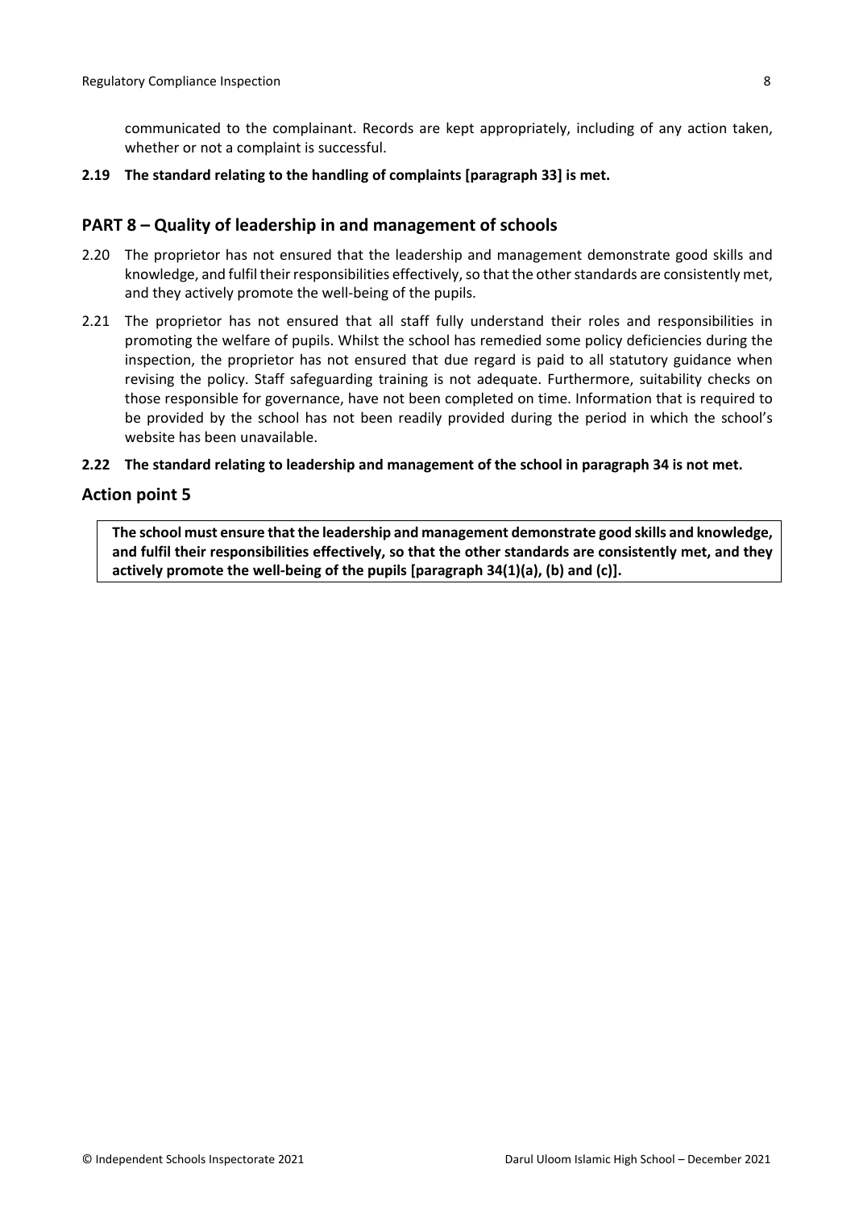communicated to the complainant. Records are kept appropriately, including of any action taken, whether or not a complaint is successful.

**2.19 The standard relating to the handling of complaints [paragraph 33] is met.**

## PART 8 – Quality of leadership in and management of schools

2.20 The proprietor has not ensured that the leadership and management demonstrate good skills and knowledge, and fulfil their responsibilities effectively, so that the other standards are consistently met, and they actively promote the well-being of the pupils.

2.21 The proprietor has not ensured that all staff fully understand their roles and responsibilities in promoting the welfare of pupils. Whilst the school has remedied some policy deficiencies during the inspection, the proprietor has not ensured that due regard is paid to all statutory guidance when revising the policy. Staff safeguarding training is not adequate. Furthermore, suitability checks on those responsible for governance, have not been completed on time. Information that is required to be provided by the school has not been readily provided during the period in which the school's website has been unavailable.

**2.22 The standard relating to leadership and management of the school in paragraph 34 is not met.**

## Action point 5

**The school must ensure that the leadership and management demonstrate good skills and knowledge, and fulfil their responsibilities effectively, so that the other standards are consistently met, and they actively promote the well-being of the pupils [paragraph 34(1)(a), (b) and (c)].**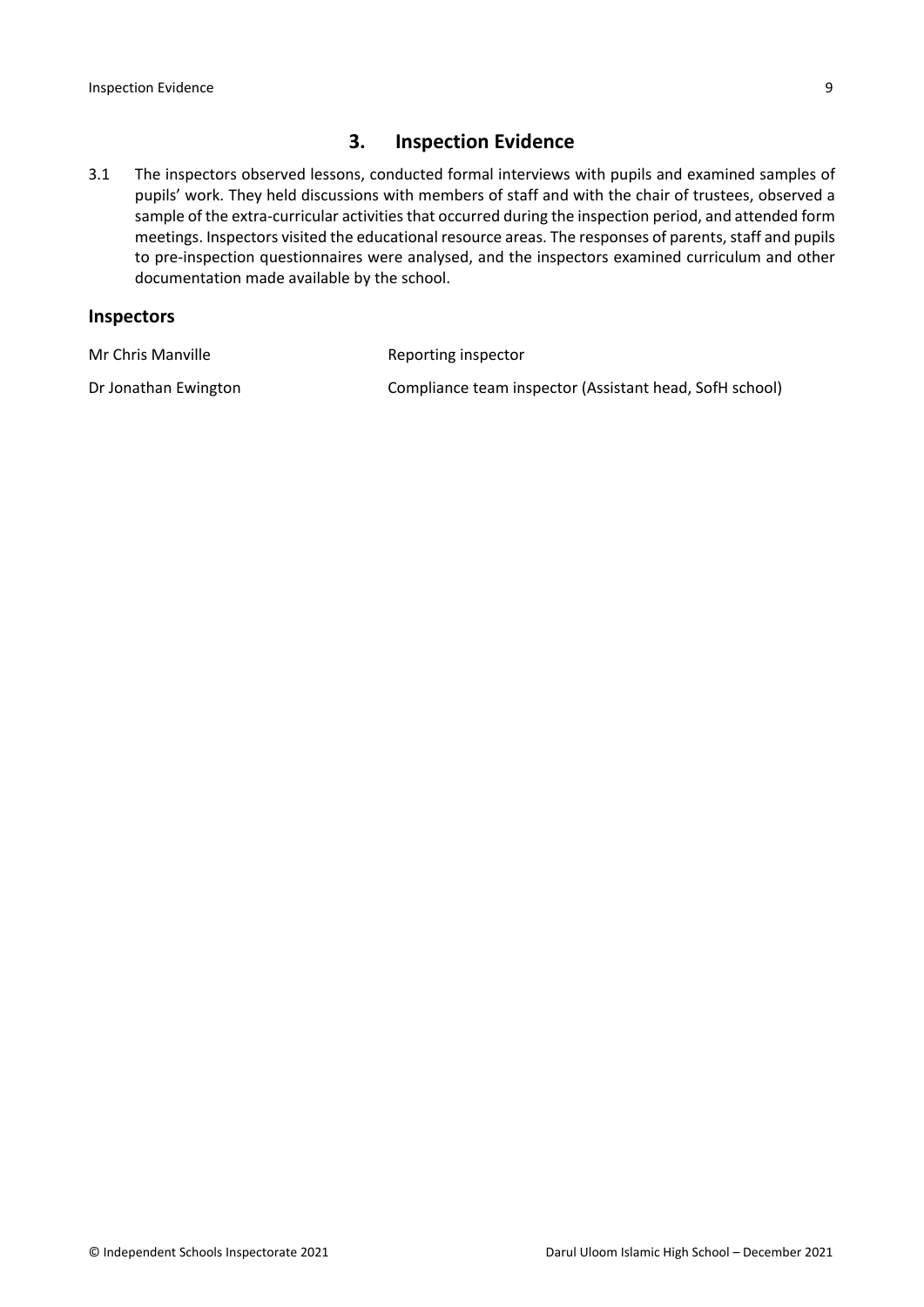## 3. Inspection Evidence

3.1 The inspectors observed lessons, conducted formal interviews with pupils and examined samples of pupils' work. They held discussions with members of staff and with the chair of trustees, observed a sample of the extra-curricular activities that occurred during the inspection period, and attended form meetings. Inspectors visited the educational resource areas. The responses of parents, staff and pupils to pre-inspection questionnaires were analysed, and the inspectors examined curriculum and other documentation made available by the school.

### Inspectors

| | |
|---|---|
| Mr Chris Manville | Reporting inspector |
| Dr Jonathan Ewington | Compliance team inspector (Assistant head, SofH school) |